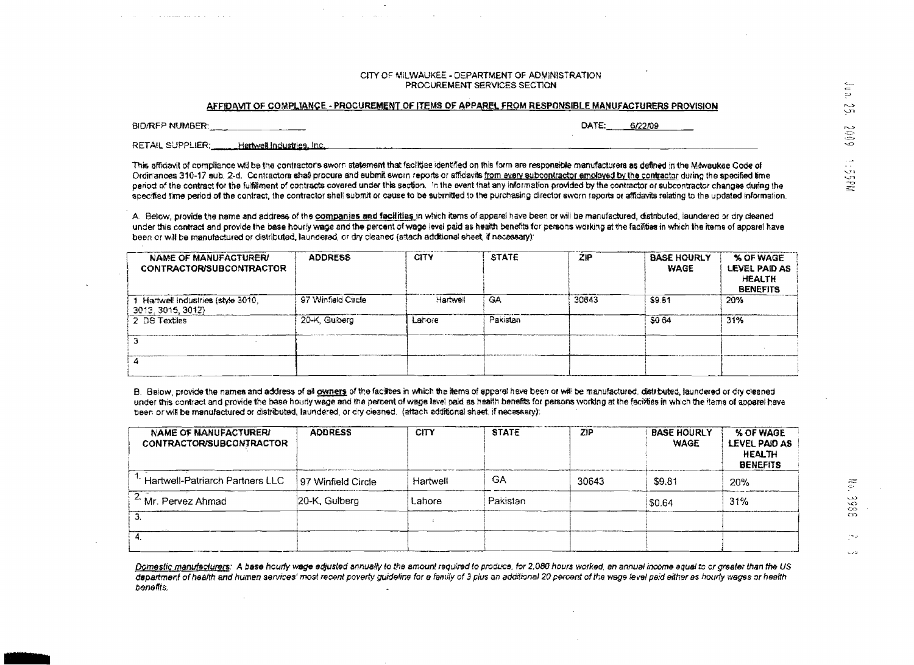CITY OF MILWAUKEE - DEPARTMENT OF ADMINISTRATION
PROCUREMENT SERVICES SECTION

## AFFIDAVIT OF COMPLIANCE - PROCUREMENT OF ITEMS OF APPAREL FROM RESPONSIBLE MANUFACTURERS PROVISION

BID/RFP NUMBER: ____________ DATE: 6/22/09

RETAIL SUPPLIER: Hartwell Industries, Inc.

This affidavit of compliance will be the contractor's sworn statement that facilities identified on this form are responsible manufacturers as defined in the Milwaukee Code of Ordinances 310-17 sub. 2-d. Contractors shall procure and submit sworn reports or affidavits from every subcontractor employed by the contractor during the specified time period of the contract for the fulfillment of contracts covered under this section. In the event that any information provided by the contractor or subcontractor changes during the specified time period of the contract, the contractor shall submit or cause to be submitted to the purchasing director sworn reports or affidavits relating to the updated information.

A. Below, provide the name and address of the **companies and facilities** in which items of apparel have been or will be manufactured, distributed, laundered or dry cleaned under this contract and provide the base hourly wage and the percent of wage level paid as health benefits for persons working at the facilities in which the items of apparel have been or will be manufactured or distributed, laundered, or dry cleaned (attach additional sheet, if necessary):

| NAME OF MANUFACTURER/ CONTRACTOR/SUBCONTRACTOR | ADDRESS | CITY | STATE | ZIP | BASE HOURLY WAGE | % OF WAGE LEVEL PAID AS HEALTH BENEFITS |
|---|---|---|---|---|---|---|
| 1 Hartwell Industries (style 3010, 3013, 3015, 3012) | 97 Winfield Circle | Hartwell | GA | 30643 | $9.81 | 20% |
| 2 DS Textiles | 20-K, Gulberg | Lahore | Pakistan | | $0.64 | 31% |
| 3 | | | | | | |
| 4 | | | | | | |

B. Below, provide the names and address of all **owners** of the facilities in which the items of apparel have been or will be manufactured, distributed, laundered or dry cleaned under this contract and provide the base hourly wage and the percent of wage level paid as health benefits for persons working at the facilities in which the items of apparel have been or will be manufactured or distributed, laundered, or dry cleaned. (attach additional sheet, if necessary):

| NAME OF MANUFACTURER/ CONTRACTOR/SUBCONTRACTOR | ADDRESS | CITY | STATE | ZIP | BASE HOURLY WAGE | % OF WAGE LEVEL PAID AS HEALTH BENEFITS |
|---|---|---|---|---|---|---|
| 1. Hartwell-Patriarch Partners LLC | 97 Winfield Circle | Hartwell | GA | 30643 | $9.81 | 20% |
| 2. Mr. Pervez Ahmad | 20-K, Gulberg | Lahore | Pakistan | | $0.64 | 31% |
| 3. | | | | | | |
| 4. | | | | | | |

*Domestic manufacturers: A base hourly wage adjusted annually to the amount required to produce, for 2,080 hours worked, an annual income equal to or greater than the US department of health and human services' most recent poverty guideline for a family of 3 plus an additional 20 percent of the wage level paid either as hourly wages or health benefits.*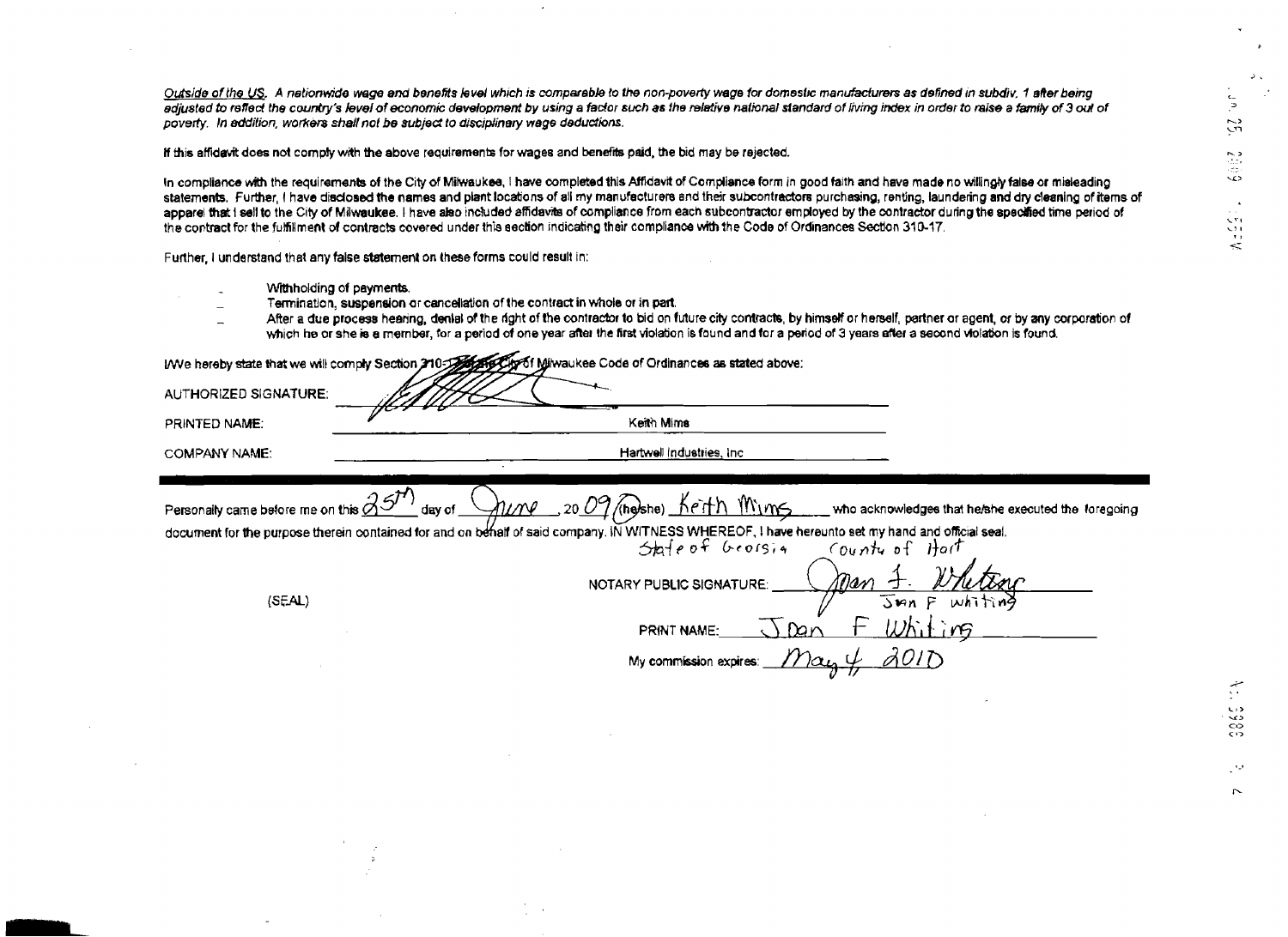*Outside of the US.* *A nationwide wage and benefits level which is comparable to the non-poverty wage for domestic manufacturers as defined in subdiv. 1 after being adjusted to reflect the country's level of economic development by using a factor such as the relative national standard of living index in order to raise a family of 3 out of poverty. In addition, workers shall not be subject to disciplinary wage deductions.*

If this affidavit does not comply with the above requirements for wages and benefits paid, the bid may be rejected.

In compliance with the requirements of the City of Milwaukee, I have completed this Affidavit of Compliance form in good faith and have made no willingly false or misleading statements. Further, I have disclosed the names and plant locations of all my manufacturers and their subcontractors purchasing, renting, laundering and dry cleaning of items of apparel that I sell to the City of Milwaukee. I have also included affidavits of compliance from each subcontractor employed by the contractor during the specified time period of the contract for the fulfillment of contracts covered under this section indicating their compliance with the Code of Ordinances Section 310-17.

Further, I understand that any false statement on these forms could result in:

- Withholding of payments.
- Termination, suspension or cancellation of the contract in whole or in part.
- After a due process hearing, denial of the right of the contractor to bid on future city contracts, by himself or herself, partner or agent, or by any corporation of which he or she is a member, for a period of one year after the first violation is found and for a period of 3 years after a second violation is found.

I/We hereby state that we will comply Section 310-17 of the City of Milwaukee Code of Ordinances as stated above:

AUTHORIZED SIGNATURE: [signature]

PRINTED NAME: Keith Mims

COMPANY NAME: Hartwell Industries, Inc

Personally came before me on this 25th day of June, 2009 (he/she) Keith Mims who acknowledges that he/she executed the foregoing document for the purpose therein contained for and on behalf of said company. IN WITNESS WHEREOF, I have hereunto set my hand and official seal.

State of Georgia County of Hart

NOTARY PUBLIC SIGNATURE: Jan F. Whiting

(SEAL) Jan F Whiting

PRINT NAME: Jan F Whiting

My commission expires: May 4 2010